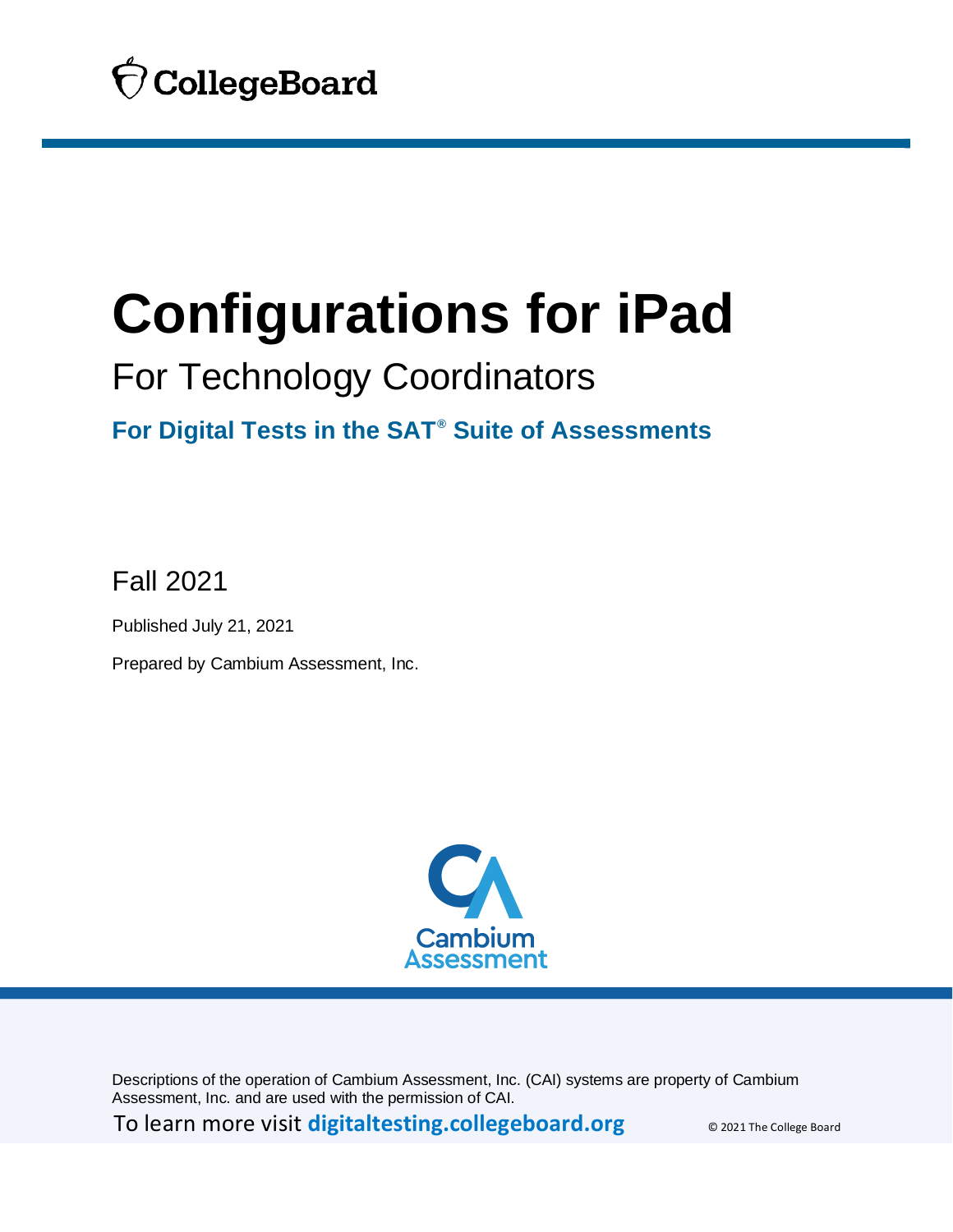CollegeBoard

# Configurations for iPad

## For Technology Coordinators

### For Digital Tests in the SAT® Suite of Assessments

Fall 2021

Published July 21, 2021

Prepared by Cambium Assessment, Inc.

Cambium Assessment

Descriptions of the operation of Cambium Assessment, Inc. (CAI) systems are property of Cambium Assessment, Inc. and are used with the permission of CAI.

To learn more visit **digitaltesting.collegeboard.org**

© 2021 The College Board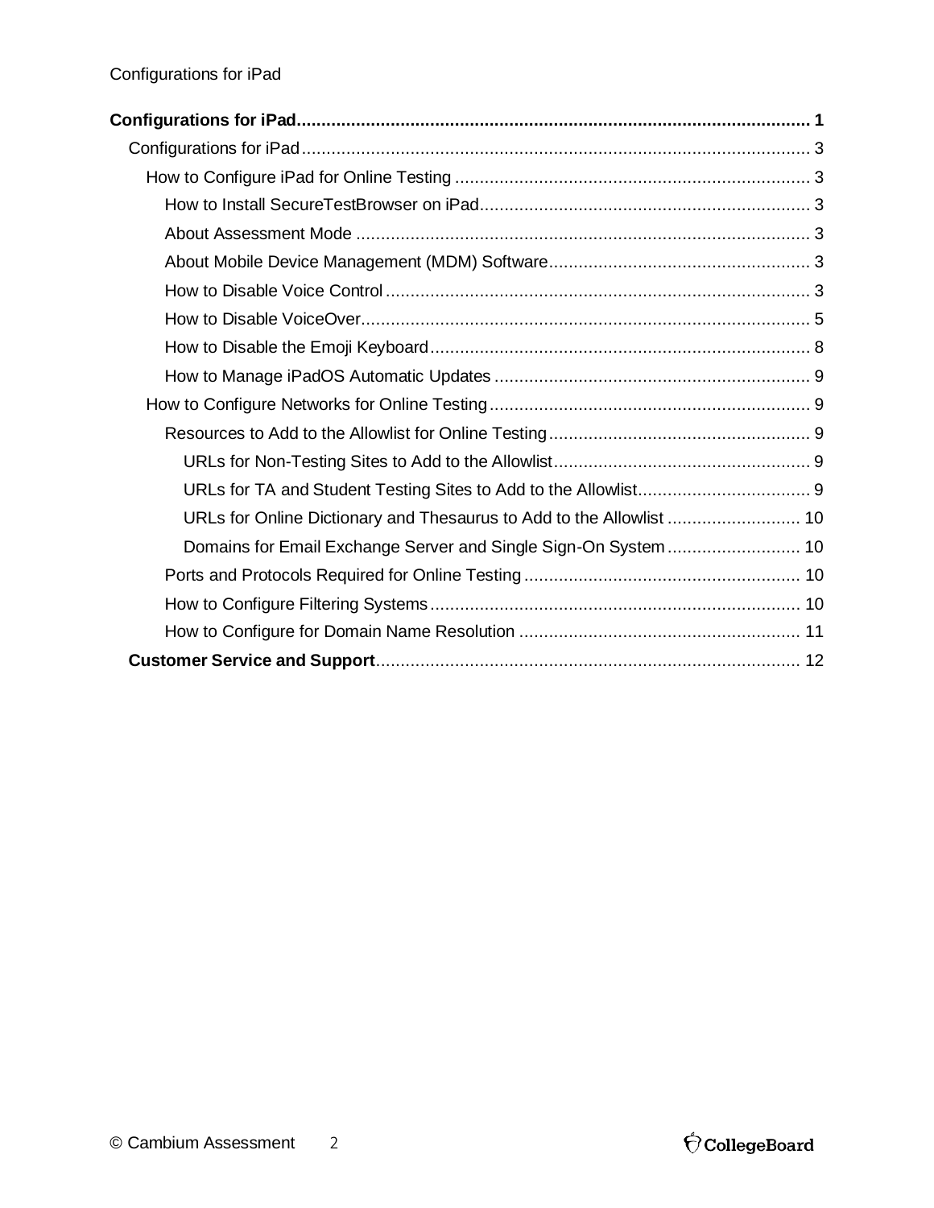**Configurations for iPad** ........................................................................................................ 1

- Configurations for iPad ..................................................................................................... 3
  - How to Configure iPad for Online Testing ....................................................................... 3
    - How to Install SecureTestBrowser on iPad .................................................................. 3
    - About Assessment Mode ........................................................................................... 3
    - About Mobile Device Management (MDM) Software .................................................... 3
    - How to Disable Voice Control ..................................................................................... 3
    - How to Disable VoiceOver .......................................................................................... 5
    - How to Disable the Emoji Keyboard ............................................................................ 8
    - How to Manage iPadOS Automatic Updates ............................................................... 9
  - How to Configure Networks for Online Testing ................................................................ 9
    - Resources to Add to the Allowlist for Online Testing .................................................... 9
      - URLs for Non-Testing Sites to Add to the Allowlist ................................................... 9
      - URLs for TA and Student Testing Sites to Add to the Allowlist .................................. 9
      - URLs for Online Dictionary and Thesaurus to Add to the Allowlist .......................... 10
      - Domains for Email Exchange Server and Single Sign-On System .......................... 10
    - Ports and Protocols Required for Online Testing ....................................................... 10
    - How to Configure Filtering Systems .......................................................................... 10
    - How to Configure for Domain Name Resolution ........................................................ 11
- **Customer Service and Support** ..................................................................................... 12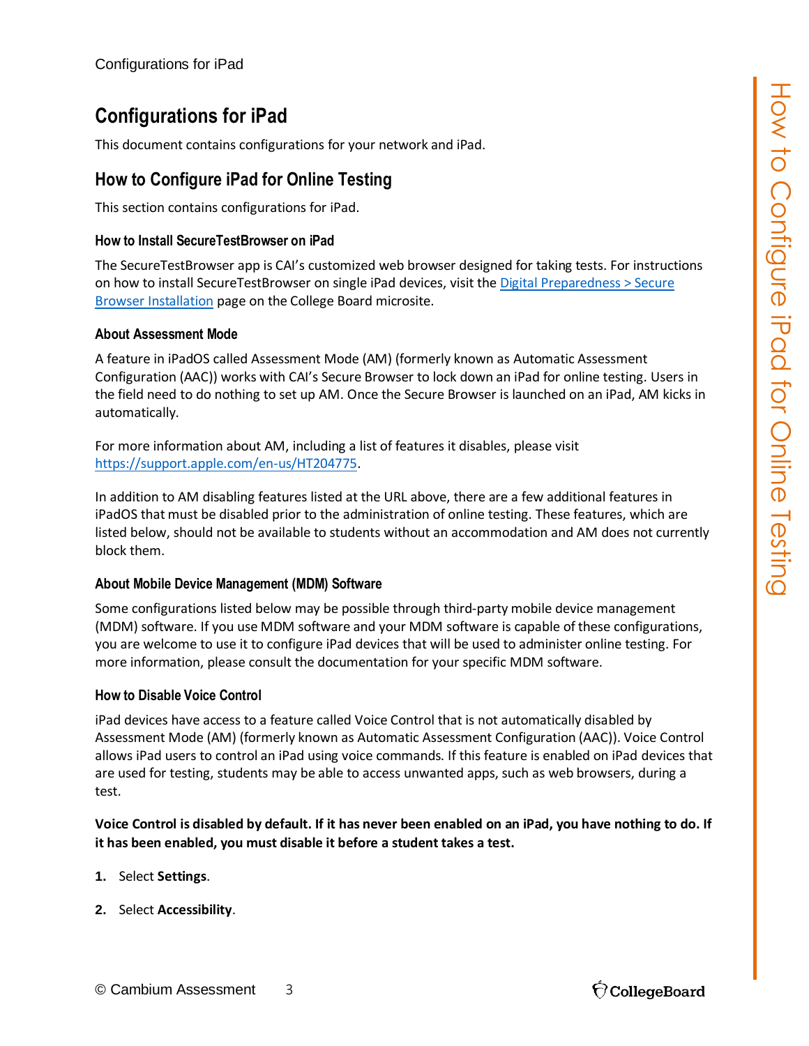# Configurations for iPad

This document contains configurations for your network and iPad.

## How to Configure iPad for Online Testing

This section contains configurations for iPad.

### How to Install SecureTestBrowser on iPad

The SecureTestBrowser app is CAI's customized web browser designed for taking tests. For instructions on how to install SecureTestBrowser on single iPad devices, visit the [Digital Preparedness > Secure Browser Installation]() page on the College Board microsite.

### About Assessment Mode

A feature in iPadOS called Assessment Mode (AM) (formerly known as Automatic Assessment Configuration (AAC)) works with CAI's Secure Browser to lock down an iPad for online testing. Users in the field need to do nothing to set up AM. Once the Secure Browser is launched on an iPad, AM kicks in automatically.

For more information about AM, including a list of features it disables, please visit [https://support.apple.com/en-us/HT204775](https://support.apple.com/en-us/HT204775).

In addition to AM disabling features listed at the URL above, there are a few additional features in iPadOS that must be disabled prior to the administration of online testing. These features, which are listed below, should not be available to students without an accommodation and AM does not currently block them.

### About Mobile Device Management (MDM) Software

Some configurations listed below may be possible through third-party mobile device management (MDM) software. If you use MDM software and your MDM software is capable of these configurations, you are welcome to use it to configure iPad devices that will be used to administer online testing. For more information, please consult the documentation for your specific MDM software.

### How to Disable Voice Control

iPad devices have access to a feature called Voice Control that is not automatically disabled by Assessment Mode (AM) (formerly known as Automatic Assessment Configuration (AAC)). Voice Control allows iPad users to control an iPad using voice commands. If this feature is enabled on iPad devices that are used for testing, students may be able to access unwanted apps, such as web browsers, during a test.

**Voice Control is disabled by default. If it has never been enabled on an iPad, you have nothing to do. If it has been enabled, you must disable it before a student takes a test.**

1. Select **Settings**.
2. Select **Accessibility**.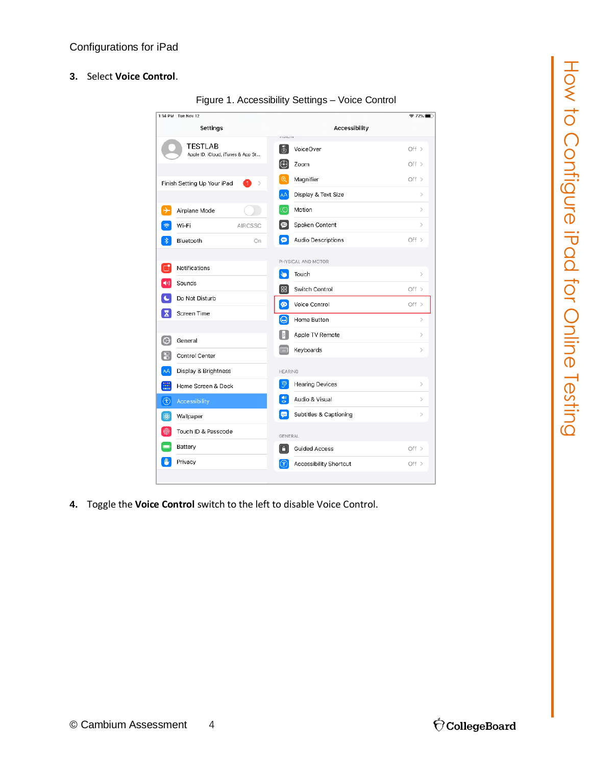3. Select **Voice Control**.

Figure 1. Accessibility Settings – Voice Control

4. Toggle the **Voice Control** switch to the left to disable Voice Control.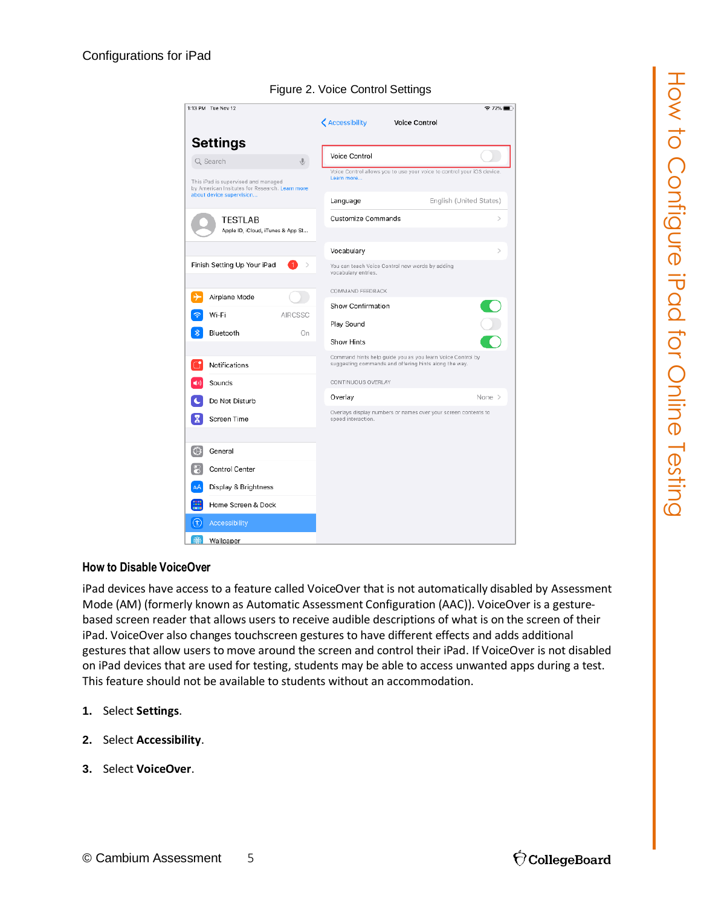Configurations for iPad

Figure 2. Voice Control Settings

### How to Disable VoiceOver

iPad devices have access to a feature called VoiceOver that is not automatically disabled by Assessment Mode (AM) (formerly known as Automatic Assessment Configuration (AAC)). VoiceOver is a gesture-based screen reader that allows users to receive audible descriptions of what is on the screen of their iPad. VoiceOver also changes touchscreen gestures to have different effects and adds additional gestures that allow users to move around the screen and control their iPad. If VoiceOver is not disabled on iPad devices that are used for testing, students may be able to access unwanted apps during a test. This feature should not be available to students without an accommodation.

1. Select **Settings**.
2. Select **Accessibility**.
3. Select **VoiceOver**.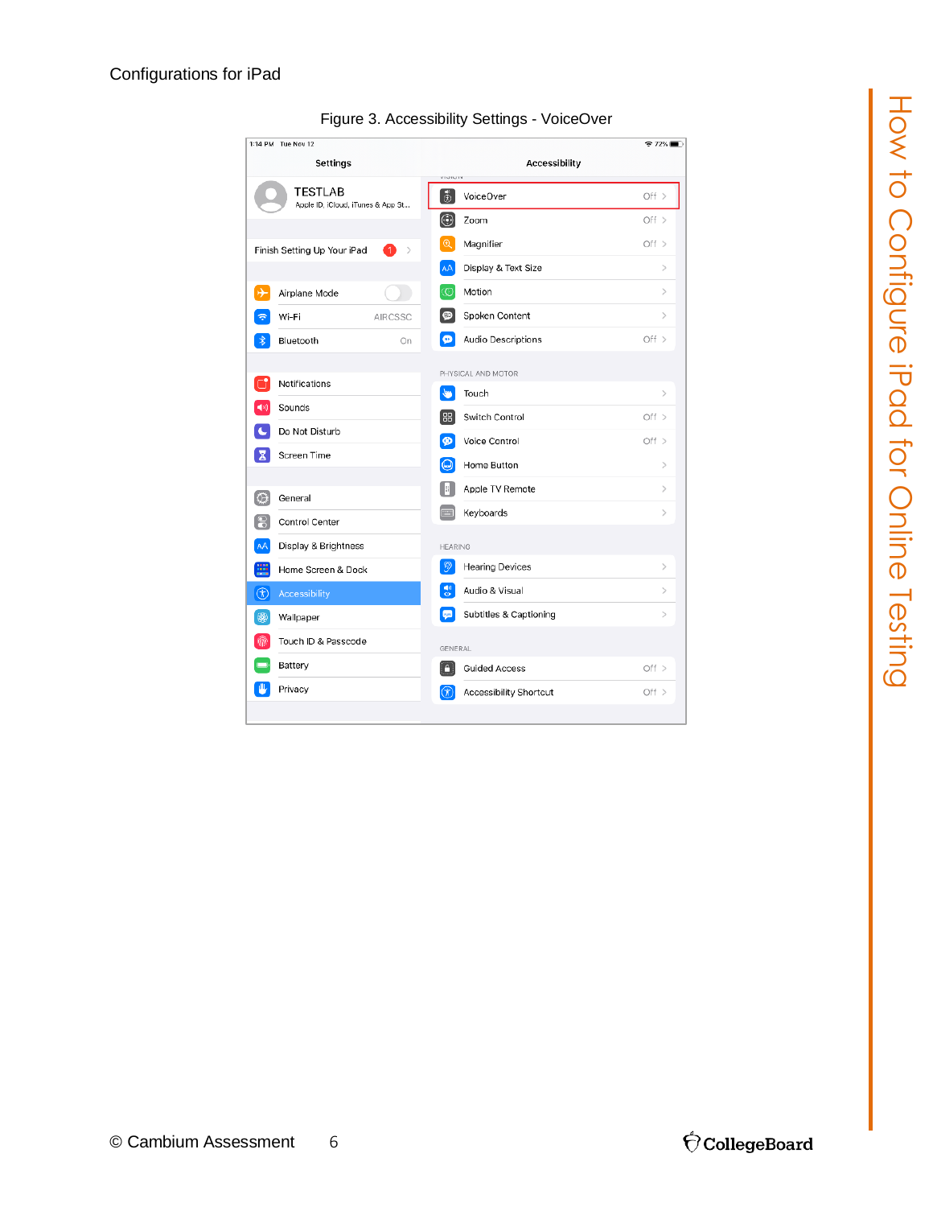Configurations for iPad

Figure 3. Accessibility Settings - VoiceOver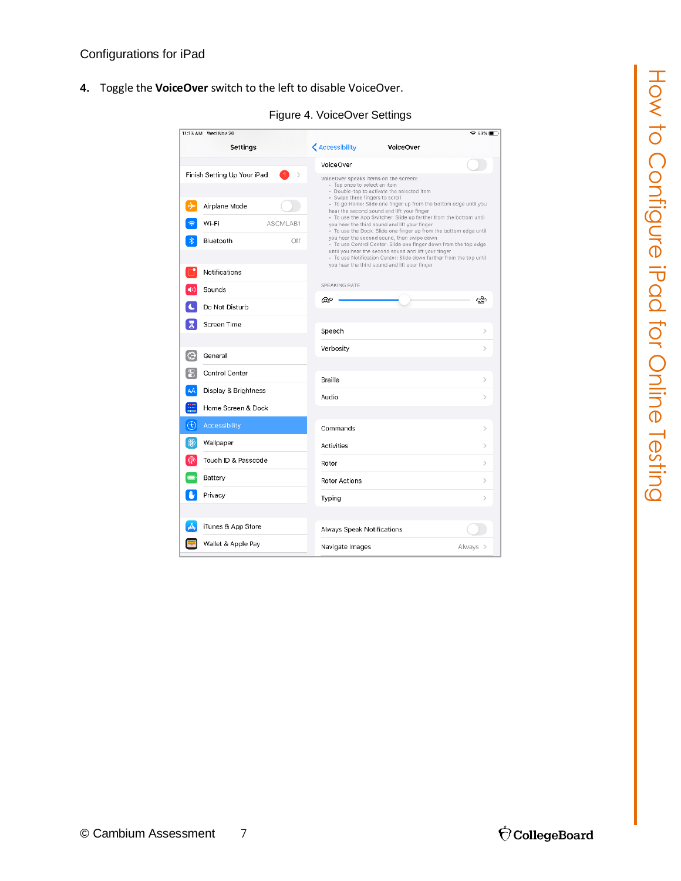4. Toggle the **VoiceOver** switch to the left to disable VoiceOver.

Figure 4. VoiceOver Settings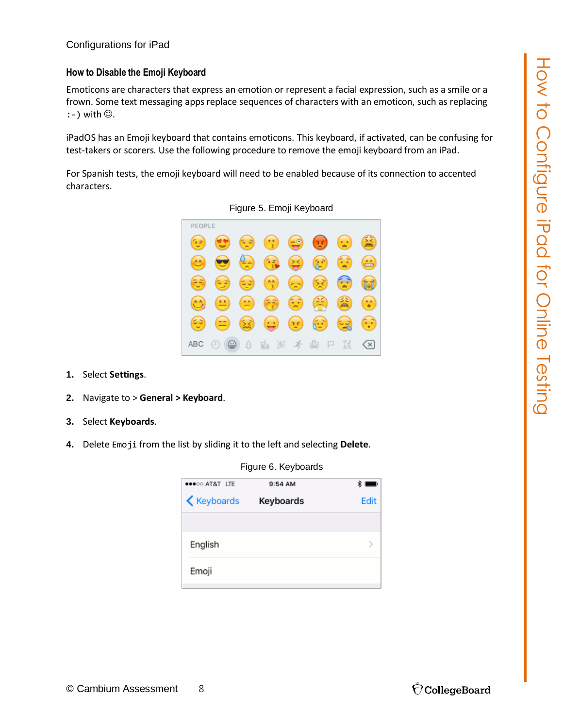Configurations for iPad

### How to Disable the Emoji Keyboard

Emoticons are characters that express an emotion or represent a facial expression, such as a smile or a frown. Some text messaging apps replace sequences of characters with an emoticon, such as replacing `:-)` with ☺.

iPadOS has an Emoji keyboard that contains emoticons. This keyboard, if activated, can be confusing for test-takers or scorers. Use the following procedure to remove the emoji keyboard from an iPad.

For Spanish tests, the emoji keyboard will need to be enabled because of its connection to accented characters.

Figure 5. Emoji Keyboard

1. Select **Settings**.
2. Navigate to > **General > Keyboard**.
3. Select **Keyboards**.
4. Delete `Emoji` from the list by sliding it to the left and selecting **Delete**.

Figure 6. Keyboards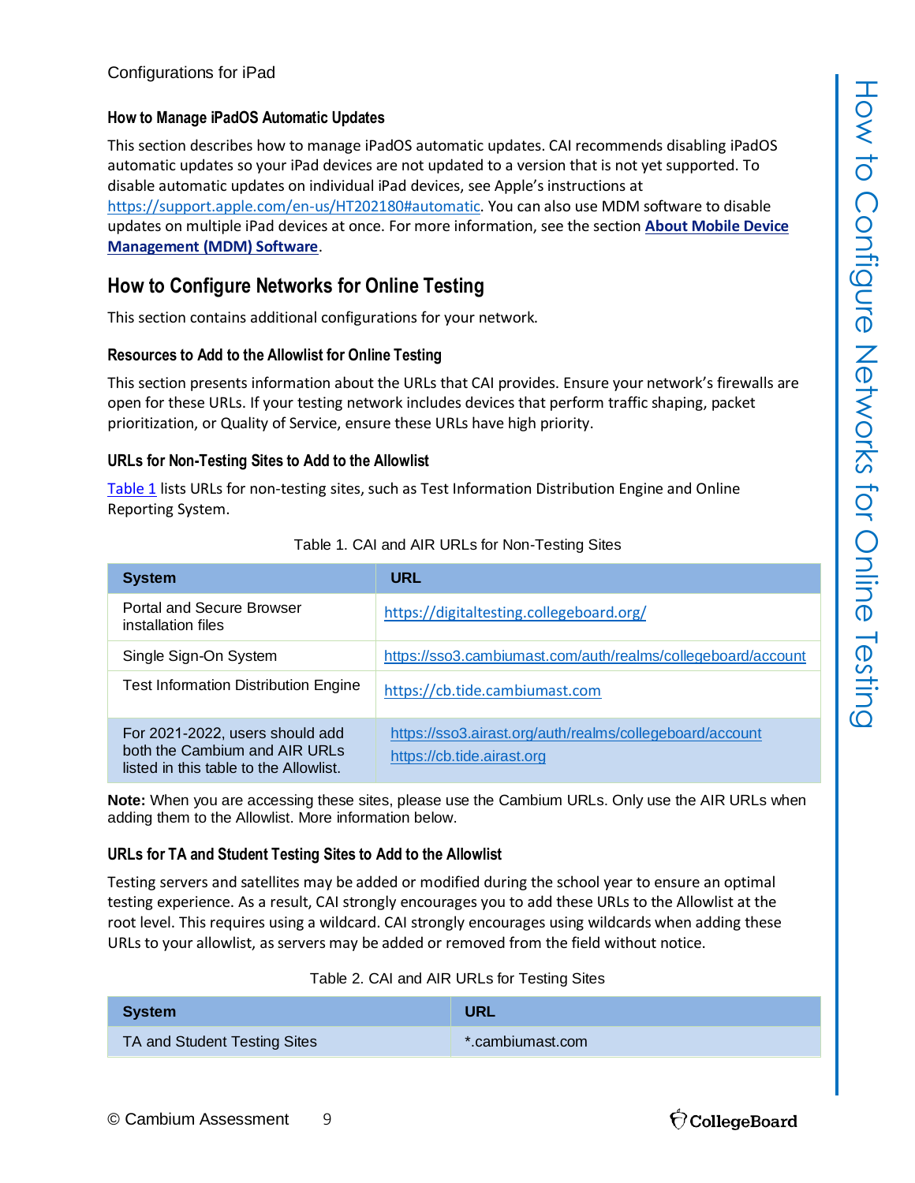Configurations for iPad

### How to Manage iPadOS Automatic Updates

This section describes how to manage iPadOS automatic updates. CAI recommends disabling iPadOS automatic updates so your iPad devices are not updated to a version that is not yet supported. To disable automatic updates on individual iPad devices, see Apple's instructions at https://support.apple.com/en-us/HT202180#automatic. You can also use MDM software to disable updates on multiple iPad devices at once. For more information, see the section **About Mobile Device Management (MDM) Software**.

## How to Configure Networks for Online Testing

This section contains additional configurations for your network.

### Resources to Add to the Allowlist for Online Testing

This section presents information about the URLs that CAI provides. Ensure your network's firewalls are open for these URLs. If your testing network includes devices that perform traffic shaping, packet prioritization, or Quality of Service, ensure these URLs have high priority.

### URLs for Non-Testing Sites to Add to the Allowlist

Table 1 lists URLs for non-testing sites, such as Test Information Distribution Engine and Online Reporting System.

Table 1. CAI and AIR URLs for Non-Testing Sites

| System | URL |
|---|---|
| Portal and Secure Browser installation files | https://digitaltesting.collegeboard.org/ |
| Single Sign-On System | https://sso3.cambiumast.com/auth/realms/collegeboard/account |
| Test Information Distribution Engine | https://cb.tide.cambiumast.com |
| For 2021-2022, users should add both the Cambium and AIR URLs listed in this table to the Allowlist. | https://sso3.airast.org/auth/realms/collegeboard/account<br>https://cb.tide.airast.org |

**Note:** When you are accessing these sites, please use the Cambium URLs. Only use the AIR URLs when adding them to the Allowlist. More information below.

### URLs for TA and Student Testing Sites to Add to the Allowlist

Testing servers and satellites may be added or modified during the school year to ensure an optimal testing experience. As a result, CAI strongly encourages you to add these URLs to the Allowlist at the root level. This requires using a wildcard. CAI strongly encourages using wildcards when adding these URLs to your allowlist, as servers may be added or removed from the field without notice.

Table 2. CAI and AIR URLs for Testing Sites

| System | URL |
|---|---|
| TA and Student Testing Sites | *.cambiumast.com |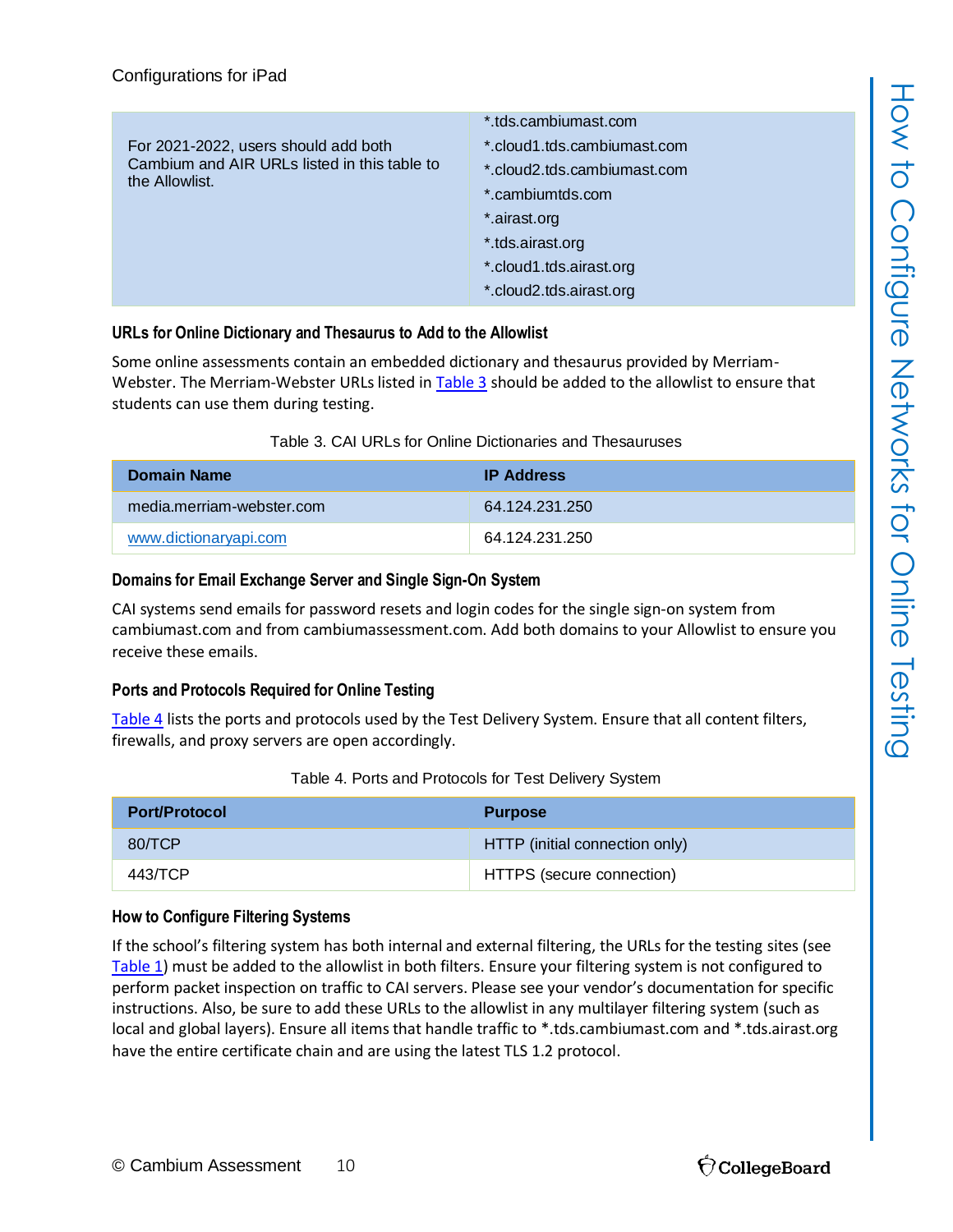Configurations for iPad

| | |
|---|---|
| For 2021-2022, users should add both Cambium and AIR URLs listed in this table to the Allowlist. | *.tds.cambiumast.com<br>*.cloud1.tds.cambiumast.com<br>*.cloud2.tds.cambiumast.com<br>*.cambiumtds.com<br>*.airast.org<br>*.tds.airast.org<br>*.cloud1.tds.airast.org<br>*.cloud2.tds.airast.org |

### URLs for Online Dictionary and Thesaurus to Add to the Allowlist

Some online assessments contain an embedded dictionary and thesaurus provided by Merriam-Webster. The Merriam-Webster URLs listed in Table 3 should be added to the allowlist to ensure that students can use them during testing.

Table 3. CAI URLs for Online Dictionaries and Thesauruses

| Domain Name | IP Address |
|---|---|
| media.merriam-webster.com | 64.124.231.250 |
| www.dictionaryapi.com | 64.124.231.250 |

### Domains for Email Exchange Server and Single Sign-On System

CAI systems send emails for password resets and login codes for the single sign-on system from cambiumast.com and from cambiumassessment.com. Add both domains to your Allowlist to ensure you receive these emails.

### Ports and Protocols Required for Online Testing

Table 4 lists the ports and protocols used by the Test Delivery System. Ensure that all content filters, firewalls, and proxy servers are open accordingly.

Table 4. Ports and Protocols for Test Delivery System

| Port/Protocol | Purpose |
|---|---|
| 80/TCP | HTTP (initial connection only) |
| 443/TCP | HTTPS (secure connection) |

### How to Configure Filtering Systems

If the school's filtering system has both internal and external filtering, the URLs for the testing sites (see Table 1) must be added to the allowlist in both filters. Ensure your filtering system is not configured to perform packet inspection on traffic to CAI servers. Please see your vendor's documentation for specific instructions. Also, be sure to add these URLs to the allowlist in any multilayer filtering system (such as local and global layers). Ensure all items that handle traffic to *.tds.cambiumast.com and *.tds.airast.org have the entire certificate chain and are using the latest TLS 1.2 protocol.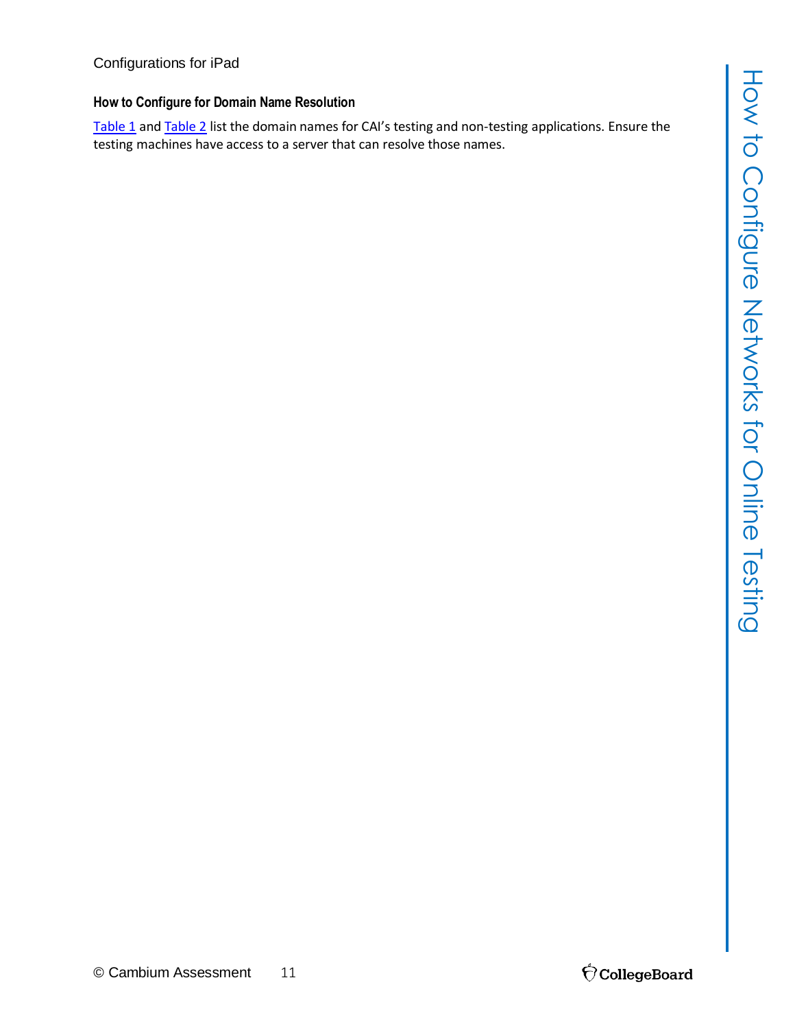Configurations for iPad

### How to Configure for Domain Name Resolution

Table 1 and Table 2 list the domain names for CAI's testing and non-testing applications. Ensure the testing machines have access to a server that can resolve those names.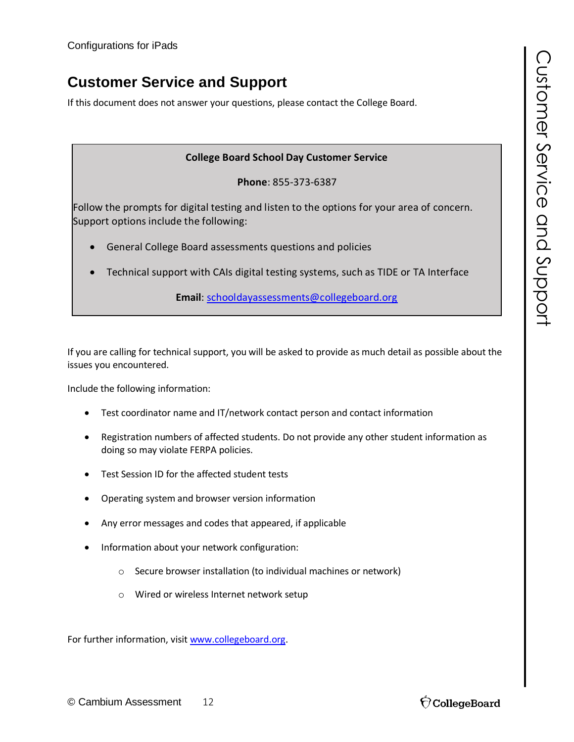## Customer Service and Support

If this document does not answer your questions, please contact the College Board.

**College Board School Day Customer Service**

**Phone**: 855-373-6387

Follow the prompts for digital testing and listen to the options for your area of concern. Support options include the following:

- General College Board assessments questions and policies
- Technical support with CAIs digital testing systems, such as TIDE or TA Interface

**Email**: schooldayassessments@collegeboard.org

If you are calling for technical support, you will be asked to provide as much detail as possible about the issues you encountered.

Include the following information:

- Test coordinator name and IT/network contact person and contact information
- Registration numbers of affected students. Do not provide any other student information as doing so may violate FERPA policies.
- Test Session ID for the affected student tests
- Operating system and browser version information
- Any error messages and codes that appeared, if applicable
- Information about your network configuration:
  - Secure browser installation (to individual machines or network)
  - Wired or wireless Internet network setup

For further information, visit www.collegeboard.org.